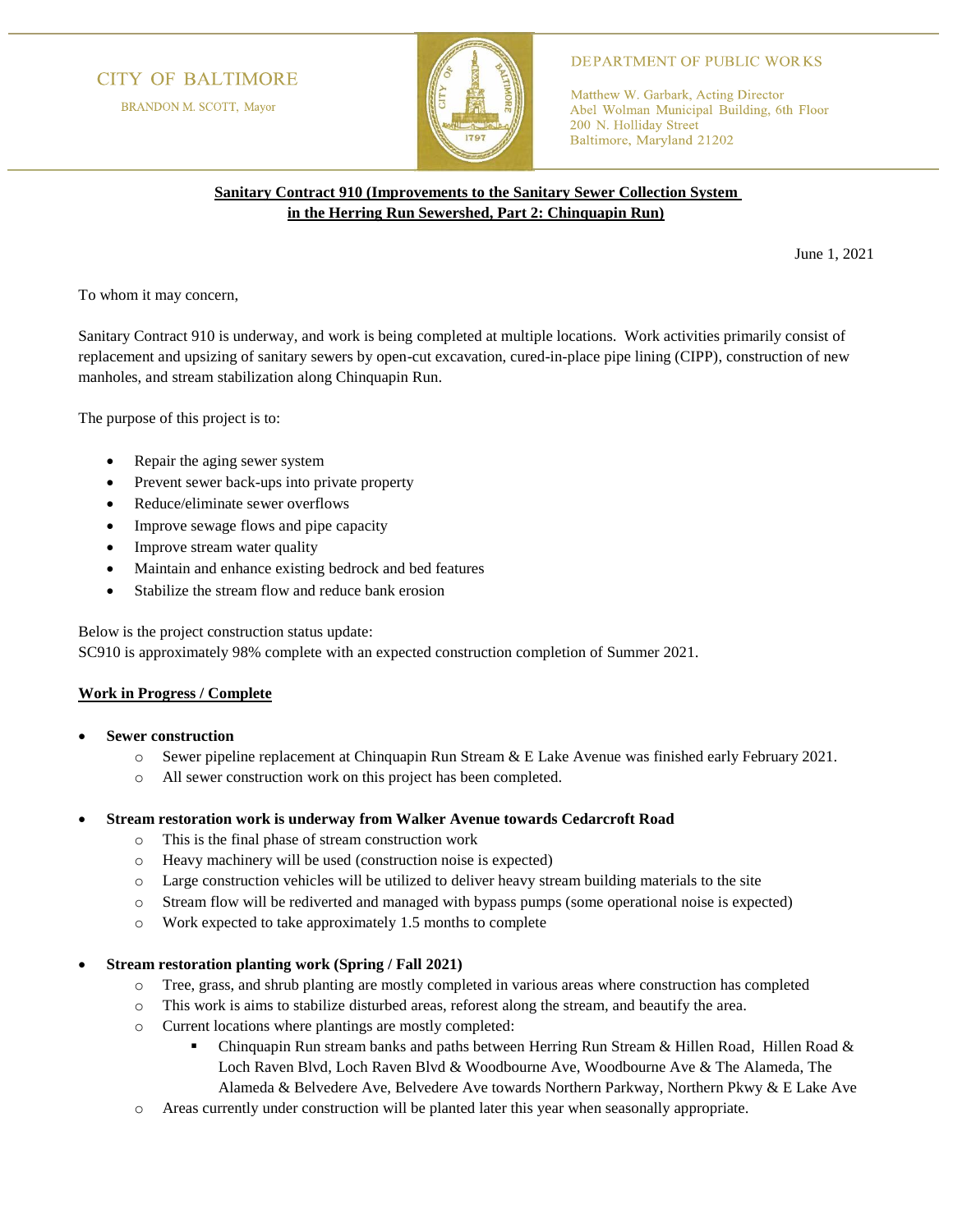CITY OF BALTIMORE

BRANDON M. SCOTT, Mayor

DEPARTMENT OF PUBLIC WORKS

Matthew W. Garbark, Acting Director
Abel Wolman Municipal Building, 6th Floor
200 N. Holliday Street
Baltimore, Maryland 21202

**Sanitary Contract 910 (Improvements to the Sanitary Sewer Collection System in the Herring Run Sewershed, Part 2: Chinquapin Run)**

June 1, 2021

To whom it may concern,

Sanitary Contract 910 is underway, and work is being completed at multiple locations. Work activities primarily consist of replacement and upsizing of sanitary sewers by open-cut excavation, cured-in-place pipe lining (CIPP), construction of new manholes, and stream stabilization along Chinquapin Run.

The purpose of this project is to:

- Repair the aging sewer system
- Prevent sewer back-ups into private property
- Reduce/eliminate sewer overflows
- Improve sewage flows and pipe capacity
- Improve stream water quality
- Maintain and enhance existing bedrock and bed features
- Stabilize the stream flow and reduce bank erosion

Below is the project construction status update:
SC910 is approximately 98% complete with an expected construction completion of Summer 2021.

**Work in Progress / Complete**

- **Sewer construction**
  - Sewer pipeline replacement at Chinquapin Run Stream & E Lake Avenue was finished early February 2021.
  - All sewer construction work on this project has been completed.
- **Stream restoration work is underway from Walker Avenue towards Cedarcroft Road**
  - This is the final phase of stream construction work
  - Heavy machinery will be used (construction noise is expected)
  - Large construction vehicles will be utilized to deliver heavy stream building materials to the site
  - Stream flow will be rediverted and managed with bypass pumps (some operational noise is expected)
  - Work expected to take approximately 1.5 months to complete
- **Stream restoration planting work (Spring / Fall 2021)**
  - Tree, grass, and shrub planting are mostly completed in various areas where construction has completed
  - This work is aims to stabilize disturbed areas, reforest along the stream, and beautify the area.
  - Current locations where plantings are mostly completed:
    - Chinquapin Run stream banks and paths between Herring Run Stream & Hillen Road, Hillen Road & Loch Raven Blvd, Loch Raven Blvd & Woodbourne Ave, Woodbourne Ave & The Alameda, The Alameda & Belvedere Ave, Belvedere Ave towards Northern Parkway, Northern Pkwy & E Lake Ave
  - Areas currently under construction will be planted later this year when seasonally appropriate.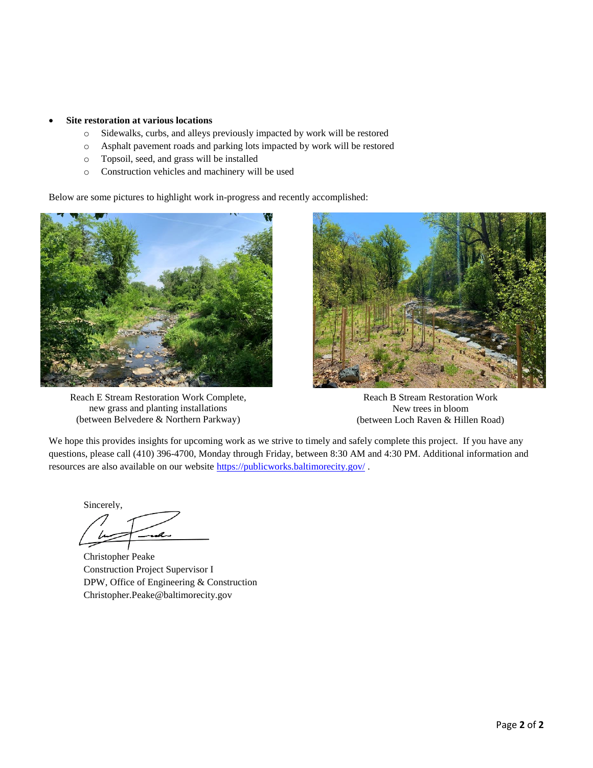- **Site restoration at various locations**
  - Sidewalks, curbs, and alleys previously impacted by work will be restored
  - Asphalt pavement roads and parking lots impacted by work will be restored
  - Topsoil, seed, and grass will be installed
  - Construction vehicles and machinery will be used

Below are some pictures to highlight work in-progress and recently accomplished:

Reach E Stream Restoration Work Complete,
new grass and planting installations
(between Belvedere & Northern Parkway)

Reach B Stream Restoration Work
New trees in bloom
(between Loch Raven & Hillen Road)

We hope this provides insights for upcoming work as we strive to timely and safely complete this project. If you have any questions, please call (410) 396-4700, Monday through Friday, between 8:30 AM and 4:30 PM. Additional information and resources are also available on our website https://publicworks.baltimorecity.gov/ .

Sincerely,

Christopher Peake
Construction Project Supervisor I
DPW, Office of Engineering & Construction
Christopher.Peake@baltimorecity.gov